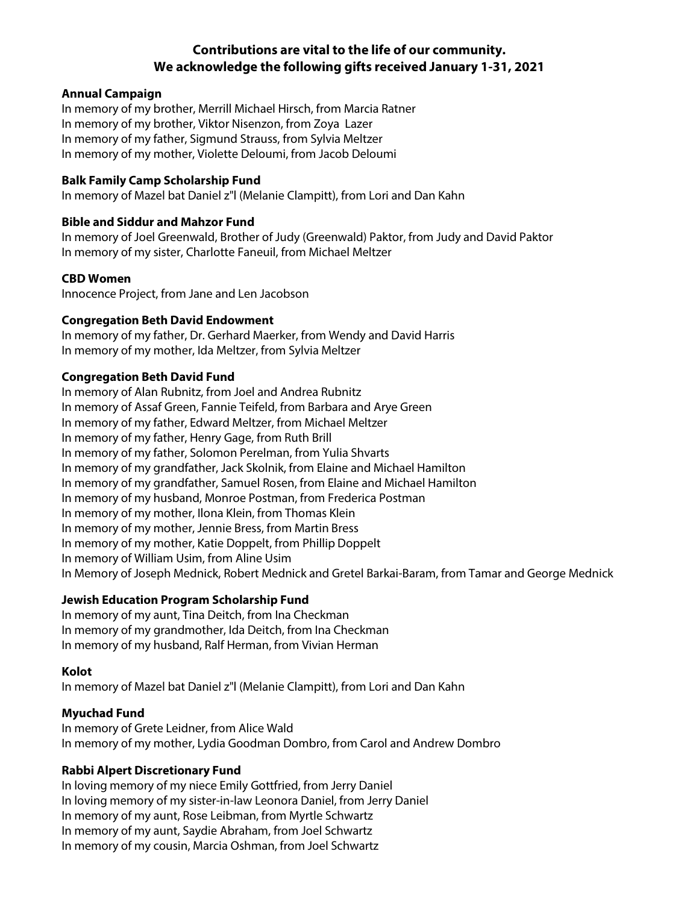**Contributions are vital to the life of our community.**
**We acknowledge the following gifts received January 1-31, 2021**

**Annual Campaign**

In memory of my brother, Merrill Michael Hirsch, from Marcia Ratner
In memory of my brother, Viktor Nisenzon, from Zoya Lazer
In memory of my father, Sigmund Strauss, from Sylvia Meltzer
In memory of my mother, Violette Deloumi, from Jacob Deloumi

**Balk Family Camp Scholarship Fund**

In memory of Mazel bat Daniel z"l (Melanie Clampitt), from Lori and Dan Kahn

**Bible and Siddur and Mahzor Fund**

In memory of Joel Greenwald, Brother of Judy (Greenwald) Paktor, from Judy and David Paktor
In memory of my sister, Charlotte Faneuil, from Michael Meltzer

**CBD Women**

Innocence Project, from Jane and Len Jacobson

**Congregation Beth David Endowment**

In memory of my father, Dr. Gerhard Maerker, from Wendy and David Harris
In memory of my mother, Ida Meltzer, from Sylvia Meltzer

**Congregation Beth David Fund**

In memory of Alan Rubnitz, from Joel and Andrea Rubnitz
In memory of Assaf Green, Fannie Teifeld, from Barbara and Arye Green
In memory of my father, Edward Meltzer, from Michael Meltzer
In memory of my father, Henry Gage, from Ruth Brill
In memory of my father, Solomon Perelman, from Yulia Shvarts
In memory of my grandfather, Jack Skolnik, from Elaine and Michael Hamilton
In memory of my grandfather, Samuel Rosen, from Elaine and Michael Hamilton
In memory of my husband, Monroe Postman, from Frederica Postman
In memory of my mother, Ilona Klein, from Thomas Klein
In memory of my mother, Jennie Bress, from Martin Bress
In memory of my mother, Katie Doppelt, from Phillip Doppelt
In memory of William Usim, from Aline Usim
In Memory of Joseph Mednick, Robert Mednick and Gretel Barkai-Baram, from Tamar and George Mednick

**Jewish Education Program Scholarship Fund**

In memory of my aunt, Tina Deitch, from Ina Checkman
In memory of my grandmother, Ida Deitch, from Ina Checkman
In memory of my husband, Ralf Herman, from Vivian Herman

**Kolot**

In memory of Mazel bat Daniel z"l (Melanie Clampitt), from Lori and Dan Kahn

**Myuchad Fund**

In memory of Grete Leidner, from Alice Wald
In memory of my mother, Lydia Goodman Dombro, from Carol and Andrew Dombro

**Rabbi Alpert Discretionary Fund**

In loving memory of my niece Emily Gottfried, from Jerry Daniel
In loving memory of my sister-in-law Leonora Daniel, from Jerry Daniel
In memory of my aunt, Rose Leibman, from Myrtle Schwartz
In memory of my aunt, Saydie Abraham, from Joel Schwartz
In memory of my cousin, Marcia Oshman, from Joel Schwartz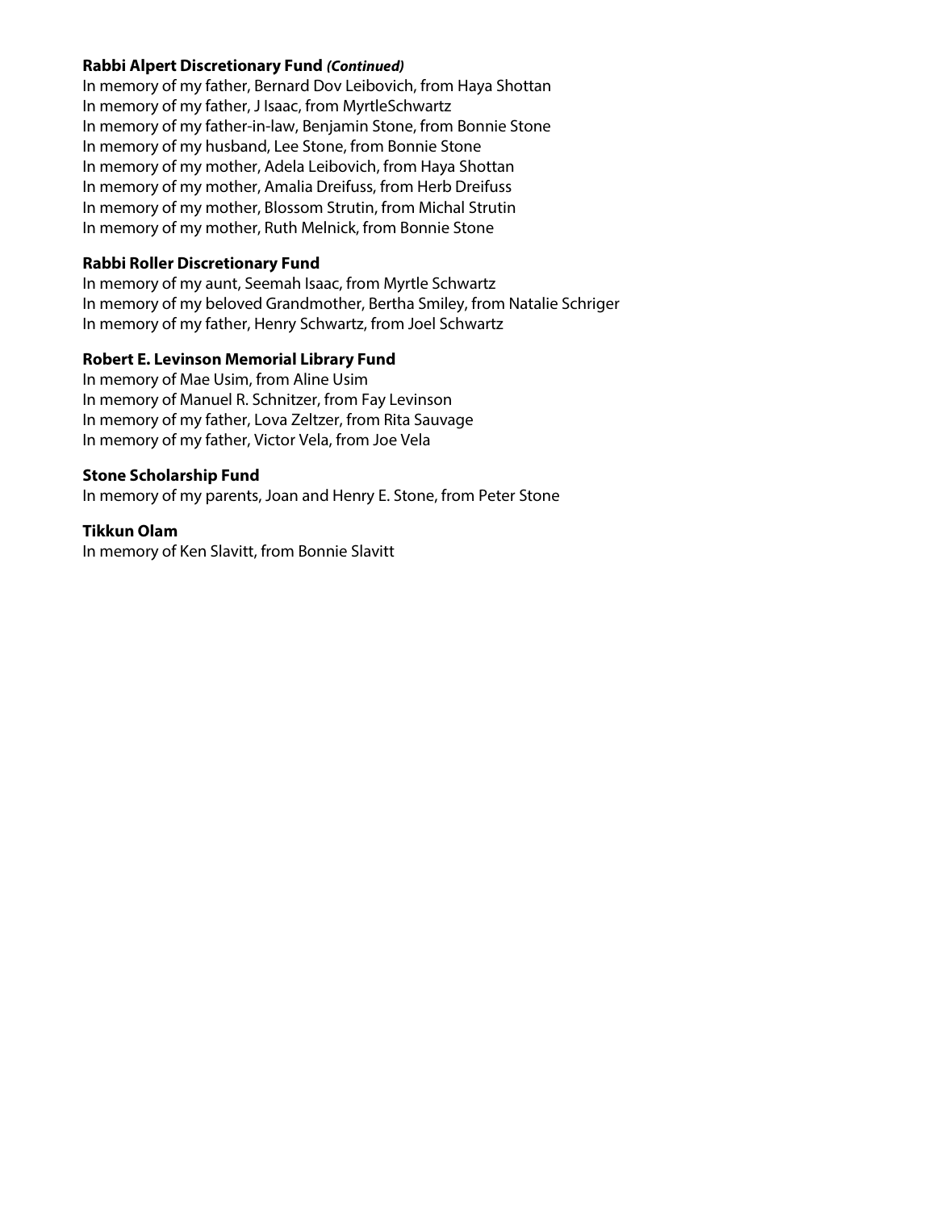**Rabbi Alpert Discretionary Fund *(Continued)***

In memory of my father, Bernard Dov Leibovich, from Haya Shottan
In memory of my father, J Isaac, from MyrtleSchwartz
In memory of my father-in-law, Benjamin Stone, from Bonnie Stone
In memory of my husband, Lee Stone, from Bonnie Stone
In memory of my mother, Adela Leibovich, from Haya Shottan
In memory of my mother, Amalia Dreifuss, from Herb Dreifuss
In memory of my mother, Blossom Strutin, from Michal Strutin
In memory of my mother, Ruth Melnick, from Bonnie Stone

**Rabbi Roller Discretionary Fund**

In memory of my aunt, Seemah Isaac, from Myrtle Schwartz
In memory of my beloved Grandmother, Bertha Smiley, from Natalie Schriger
In memory of my father, Henry Schwartz, from Joel Schwartz

**Robert E. Levinson Memorial Library Fund**

In memory of Mae Usim, from Aline Usim
In memory of Manuel R. Schnitzer, from Fay Levinson
In memory of my father, Lova Zeltzer, from Rita Sauvage
In memory of my father, Victor Vela, from Joe Vela

**Stone Scholarship Fund**

In memory of my parents, Joan and Henry E. Stone, from Peter Stone

**Tikkun Olam**

In memory of Ken Slavitt, from Bonnie Slavitt